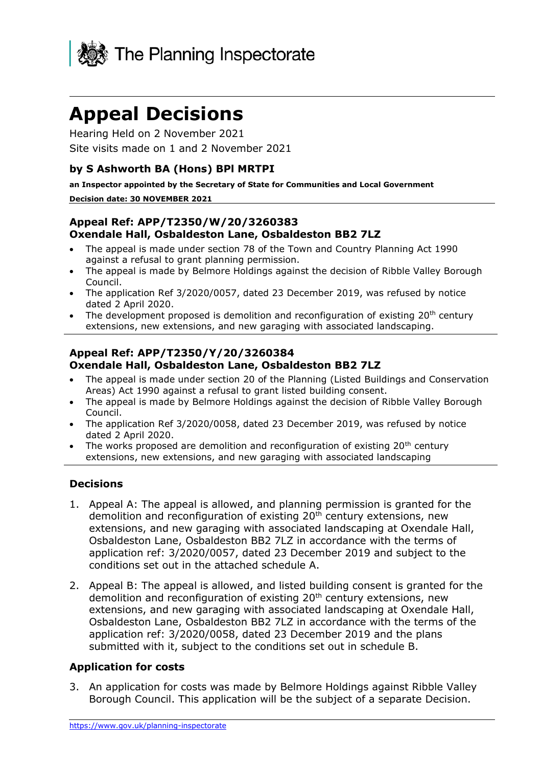The Planning Inspectorate

# Appeal Decisions

Hearing Held on 2 November 2021

Site visits made on 1 and 2 November 2021

### by S Ashworth BA (Hons) BPl MRTPI

**an Inspector appointed by the Secretary of State for Communities and Local Government**

**Decision date: 30 NOVEMBER 2021**

---

### Appeal Ref: APP/T2350/W/20/3260383
### Oxendale Hall, Osbaldeston Lane, Osbaldeston BB2 7LZ

- The appeal is made under section 78 of the Town and Country Planning Act 1990 against a refusal to grant planning permission.
- The appeal is made by Belmore Holdings against the decision of Ribble Valley Borough Council.
- The application Ref 3/2020/0057, dated 23 December 2019, was refused by notice dated 2 April 2020.
- The development proposed is demolition and reconfiguration of existing 20th century extensions, new extensions, and new garaging with associated landscaping.

---

### Appeal Ref: APP/T2350/Y/20/3260384
### Oxendale Hall, Osbaldeston Lane, Osbaldeston BB2 7LZ

- The appeal is made under section 20 of the Planning (Listed Buildings and Conservation Areas) Act 1990 against a refusal to grant listed building consent.
- The appeal is made by Belmore Holdings against the decision of Ribble Valley Borough Council.
- The application Ref 3/2020/0058, dated 23 December 2019, was refused by notice dated 2 April 2020.
- The works proposed are demolition and reconfiguration of existing 20th century extensions, new extensions, and new garaging with associated landscaping

---

### Decisions

1. Appeal A: The appeal is allowed, and planning permission is granted for the demolition and reconfiguration of existing 20th century extensions, new extensions, and new garaging with associated landscaping at Oxendale Hall, Osbaldeston Lane, Osbaldeston BB2 7LZ in accordance with the terms of application ref: 3/2020/0057, dated 23 December 2019 and subject to the conditions set out in the attached schedule A.

2. Appeal B: The appeal is allowed, and listed building consent is granted for the demolition and reconfiguration of existing 20th century extensions, new extensions, and new garaging with associated landscaping at Oxendale Hall, Osbaldeston Lane, Osbaldeston BB2 7LZ in accordance with the terms of the application ref: 3/2020/0058, dated 23 December 2019 and the plans submitted with it, subject to the conditions set out in schedule B.

### Application for costs

3. An application for costs was made by Belmore Holdings against Ribble Valley Borough Council. This application will be the subject of a separate Decision.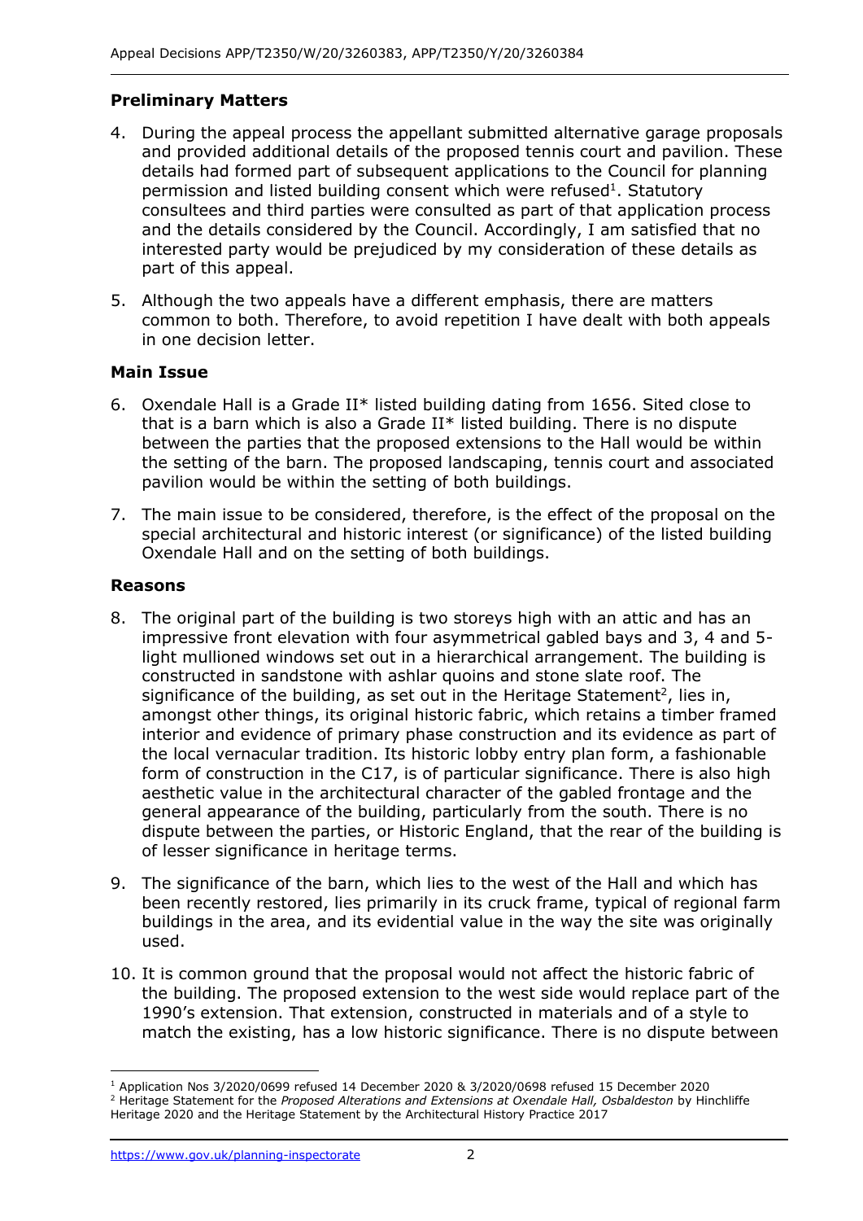## Preliminary Matters

4. During the appeal process the appellant submitted alternative garage proposals and provided additional details of the proposed tennis court and pavilion. These details had formed part of subsequent applications to the Council for planning permission and listed building consent which were refused[1]. Statutory consultees and third parties were consulted as part of that application process and the details considered by the Council. Accordingly, I am satisfied that no interested party would be prejudiced by my consideration of these details as part of this appeal.

5. Although the two appeals have a different emphasis, there are matters common to both. Therefore, to avoid repetition I have dealt with both appeals in one decision letter.

## Main Issue

6. Oxendale Hall is a Grade II* listed building dating from 1656. Sited close to that is a barn which is also a Grade II* listed building. There is no dispute between the parties that the proposed extensions to the Hall would be within the setting of the barn. The proposed landscaping, tennis court and associated pavilion would be within the setting of both buildings.

7. The main issue to be considered, therefore, is the effect of the proposal on the special architectural and historic interest (or significance) of the listed building Oxendale Hall and on the setting of both buildings.

## Reasons

8. The original part of the building is two storeys high with an attic and has an impressive front elevation with four asymmetrical gabled bays and 3, 4 and 5-light mullioned windows set out in a hierarchical arrangement. The building is constructed in sandstone with ashlar quoins and stone slate roof. The significance of the building, as set out in the Heritage Statement[2], lies in, amongst other things, its original historic fabric, which retains a timber framed interior and evidence of primary phase construction and its evidence as part of the local vernacular tradition. Its historic lobby entry plan form, a fashionable form of construction in the C17, is of particular significance. There is also high aesthetic value in the architectural character of the gabled frontage and the general appearance of the building, particularly from the south. There is no dispute between the parties, or Historic England, that the rear of the building is of lesser significance in heritage terms.

9. The significance of the barn, which lies to the west of the Hall and which has been recently restored, lies primarily in its cruck frame, typical of regional farm buildings in the area, and its evidential value in the way the site was originally used.

10. It is common ground that the proposal would not affect the historic fabric of the building. The proposed extension to the west side would replace part of the 1990's extension. That extension, constructed in materials and of a style to match the existing, has a low historic significance. There is no dispute between

---

[1] Application Nos 3/2020/0699 refused 14 December 2020 & 3/2020/0698 refused 15 December 2020

[2] Heritage Statement for the *Proposed Alterations and Extensions at Oxendale Hall, Osbaldeston* by Hinchliffe Heritage 2020 and the Heritage Statement by the Architectural History Practice 2017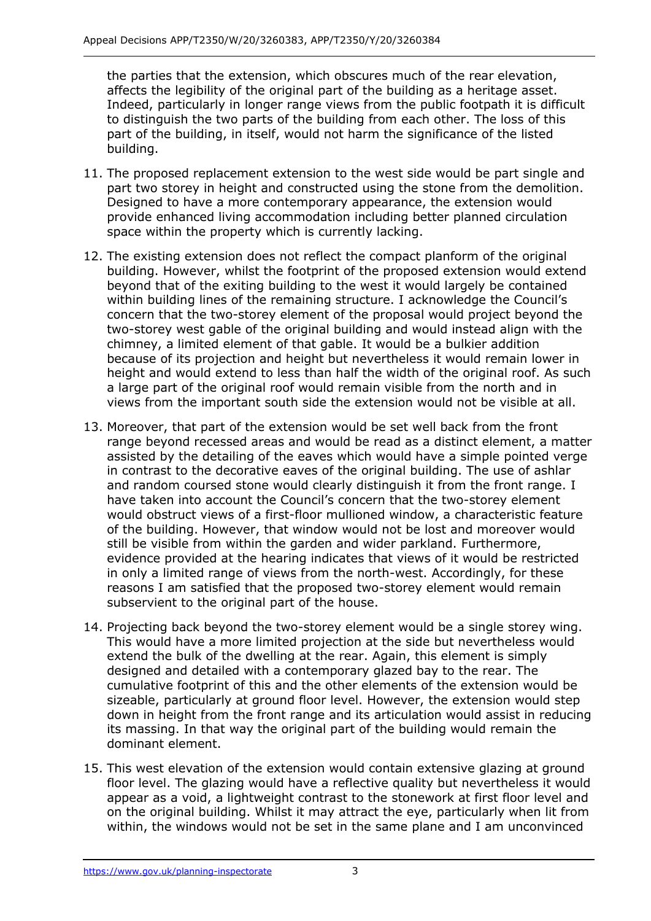the parties that the extension, which obscures much of the rear elevation, affects the legibility of the original part of the building as a heritage asset. Indeed, particularly in longer range views from the public footpath it is difficult to distinguish the two parts of the building from each other. The loss of this part of the building, in itself, would not harm the significance of the listed building.

11. The proposed replacement extension to the west side would be part single and part two storey in height and constructed using the stone from the demolition. Designed to have a more contemporary appearance, the extension would provide enhanced living accommodation including better planned circulation space within the property which is currently lacking.

12. The existing extension does not reflect the compact planform of the original building. However, whilst the footprint of the proposed extension would extend beyond that of the exiting building to the west it would largely be contained within building lines of the remaining structure. I acknowledge the Council's concern that the two-storey element of the proposal would project beyond the two-storey west gable of the original building and would instead align with the chimney, a limited element of that gable. It would be a bulkier addition because of its projection and height but nevertheless it would remain lower in height and would extend to less than half the width of the original roof. As such a large part of the original roof would remain visible from the north and in views from the important south side the extension would not be visible at all.

13. Moreover, that part of the extension would be set well back from the front range beyond recessed areas and would be read as a distinct element, a matter assisted by the detailing of the eaves which would have a simple pointed verge in contrast to the decorative eaves of the original building. The use of ashlar and random coursed stone would clearly distinguish it from the front range. I have taken into account the Council's concern that the two-storey element would obstruct views of a first-floor mullioned window, a characteristic feature of the building. However, that window would not be lost and moreover would still be visible from within the garden and wider parkland. Furthermore, evidence provided at the hearing indicates that views of it would be restricted in only a limited range of views from the north-west. Accordingly, for these reasons I am satisfied that the proposed two-storey element would remain subservient to the original part of the house.

14. Projecting back beyond the two-storey element would be a single storey wing. This would have a more limited projection at the side but nevertheless would extend the bulk of the dwelling at the rear. Again, this element is simply designed and detailed with a contemporary glazed bay to the rear. The cumulative footprint of this and the other elements of the extension would be sizeable, particularly at ground floor level. However, the extension would step down in height from the front range and its articulation would assist in reducing its massing. In that way the original part of the building would remain the dominant element.

15. This west elevation of the extension would contain extensive glazing at ground floor level. The glazing would have a reflective quality but nevertheless it would appear as a void, a lightweight contrast to the stonework at first floor level and on the original building. Whilst it may attract the eye, particularly when lit from within, the windows would not be set in the same plane and I am unconvinced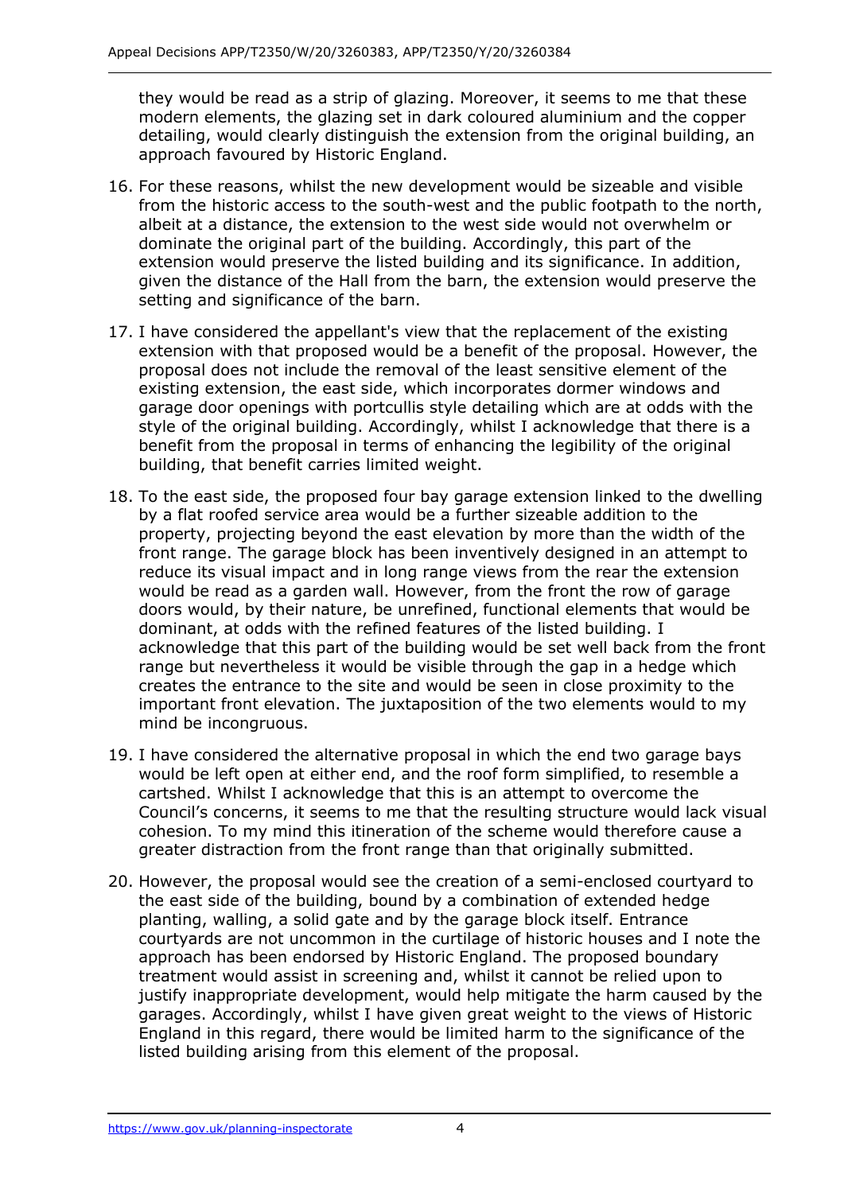they would be read as a strip of glazing. Moreover, it seems to me that these modern elements, the glazing set in dark coloured aluminium and the copper detailing, would clearly distinguish the extension from the original building, an approach favoured by Historic England.

16. For these reasons, whilst the new development would be sizeable and visible from the historic access to the south-west and the public footpath to the north, albeit at a distance, the extension to the west side would not overwhelm or dominate the original part of the building. Accordingly, this part of the extension would preserve the listed building and its significance. In addition, given the distance of the Hall from the barn, the extension would preserve the setting and significance of the barn.

17. I have considered the appellant's view that the replacement of the existing extension with that proposed would be a benefit of the proposal. However, the proposal does not include the removal of the least sensitive element of the existing extension, the east side, which incorporates dormer windows and garage door openings with portcullis style detailing which are at odds with the style of the original building. Accordingly, whilst I acknowledge that there is a benefit from the proposal in terms of enhancing the legibility of the original building, that benefit carries limited weight.

18. To the east side, the proposed four bay garage extension linked to the dwelling by a flat roofed service area would be a further sizeable addition to the property, projecting beyond the east elevation by more than the width of the front range. The garage block has been inventively designed in an attempt to reduce its visual impact and in long range views from the rear the extension would be read as a garden wall. However, from the front the row of garage doors would, by their nature, be unrefined, functional elements that would be dominant, at odds with the refined features of the listed building. I acknowledge that this part of the building would be set well back from the front range but nevertheless it would be visible through the gap in a hedge which creates the entrance to the site and would be seen in close proximity to the important front elevation. The juxtaposition of the two elements would to my mind be incongruous.

19. I have considered the alternative proposal in which the end two garage bays would be left open at either end, and the roof form simplified, to resemble a cartshed. Whilst I acknowledge that this is an attempt to overcome the Council's concerns, it seems to me that the resulting structure would lack visual cohesion. To my mind this itineration of the scheme would therefore cause a greater distraction from the front range than that originally submitted.

20. However, the proposal would see the creation of a semi-enclosed courtyard to the east side of the building, bound by a combination of extended hedge planting, walling, a solid gate and by the garage block itself. Entrance courtyards are not uncommon in the curtilage of historic houses and I note the approach has been endorsed by Historic England. The proposed boundary treatment would assist in screening and, whilst it cannot be relied upon to justify inappropriate development, would help mitigate the harm caused by the garages. Accordingly, whilst I have given great weight to the views of Historic England in this regard, there would be limited harm to the significance of the listed building arising from this element of the proposal.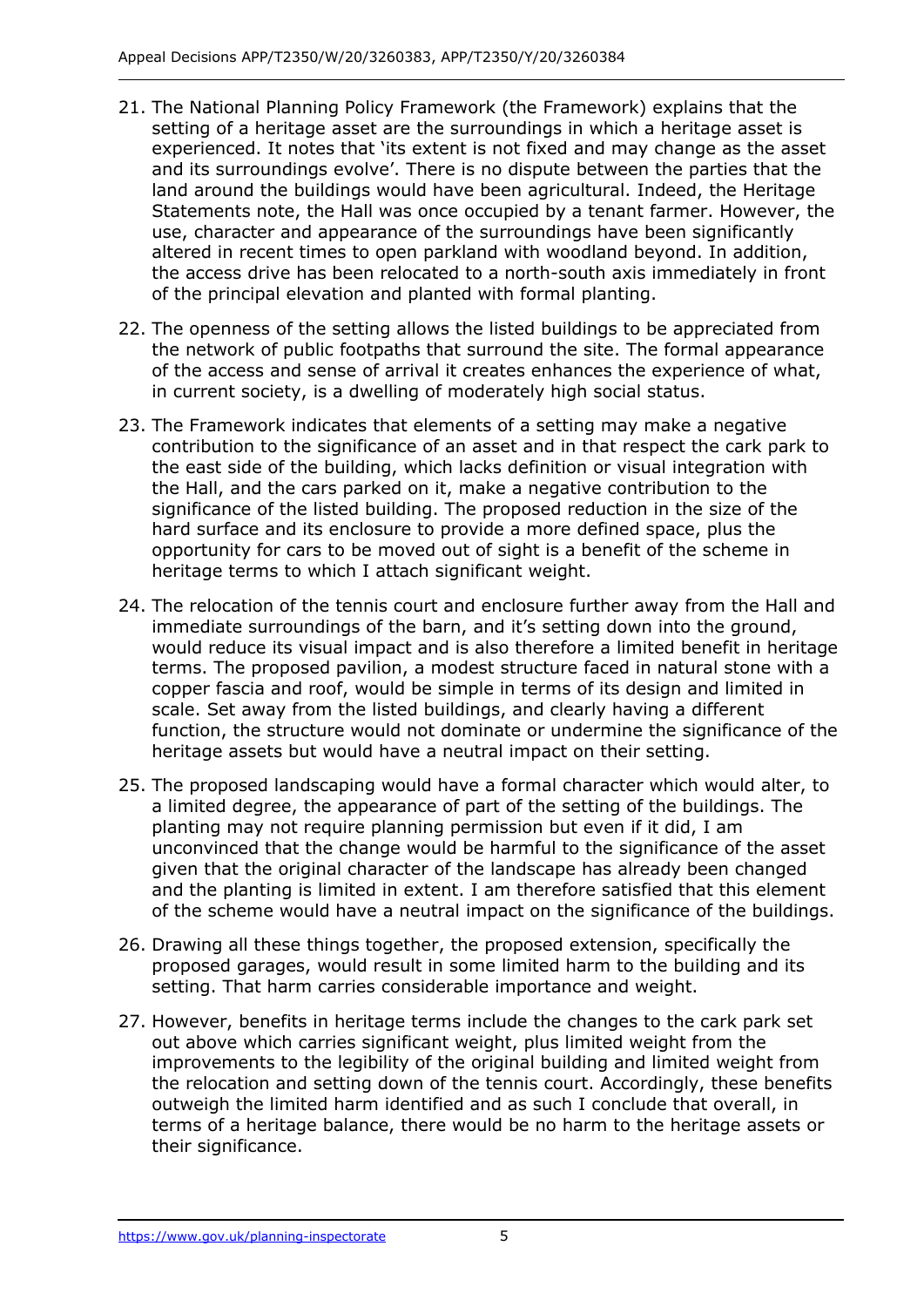21. The National Planning Policy Framework (the Framework) explains that the setting of a heritage asset are the surroundings in which a heritage asset is experienced. It notes that 'its extent is not fixed and may change as the asset and its surroundings evolve'. There is no dispute between the parties that the land around the buildings would have been agricultural. Indeed, the Heritage Statements note, the Hall was once occupied by a tenant farmer. However, the use, character and appearance of the surroundings have been significantly altered in recent times to open parkland with woodland beyond. In addition, the access drive has been relocated to a north-south axis immediately in front of the principal elevation and planted with formal planting.

22. The openness of the setting allows the listed buildings to be appreciated from the network of public footpaths that surround the site. The formal appearance of the access and sense of arrival it creates enhances the experience of what, in current society, is a dwelling of moderately high social status.

23. The Framework indicates that elements of a setting may make a negative contribution to the significance of an asset and in that respect the cark park to the east side of the building, which lacks definition or visual integration with the Hall, and the cars parked on it, make a negative contribution to the significance of the listed building. The proposed reduction in the size of the hard surface and its enclosure to provide a more defined space, plus the opportunity for cars to be moved out of sight is a benefit of the scheme in heritage terms to which I attach significant weight.

24. The relocation of the tennis court and enclosure further away from the Hall and immediate surroundings of the barn, and it's setting down into the ground, would reduce its visual impact and is also therefore a limited benefit in heritage terms. The proposed pavilion, a modest structure faced in natural stone with a copper fascia and roof, would be simple in terms of its design and limited in scale. Set away from the listed buildings, and clearly having a different function, the structure would not dominate or undermine the significance of the heritage assets but would have a neutral impact on their setting.

25. The proposed landscaping would have a formal character which would alter, to a limited degree, the appearance of part of the setting of the buildings. The planting may not require planning permission but even if it did, I am unconvinced that the change would be harmful to the significance of the asset given that the original character of the landscape has already been changed and the planting is limited in extent. I am therefore satisfied that this element of the scheme would have a neutral impact on the significance of the buildings.

26. Drawing all these things together, the proposed extension, specifically the proposed garages, would result in some limited harm to the building and its setting. That harm carries considerable importance and weight.

27. However, benefits in heritage terms include the changes to the cark park set out above which carries significant weight, plus limited weight from the improvements to the legibility of the original building and limited weight from the relocation and setting down of the tennis court. Accordingly, these benefits outweigh the limited harm identified and as such I conclude that overall, in terms of a heritage balance, there would be no harm to the heritage assets or their significance.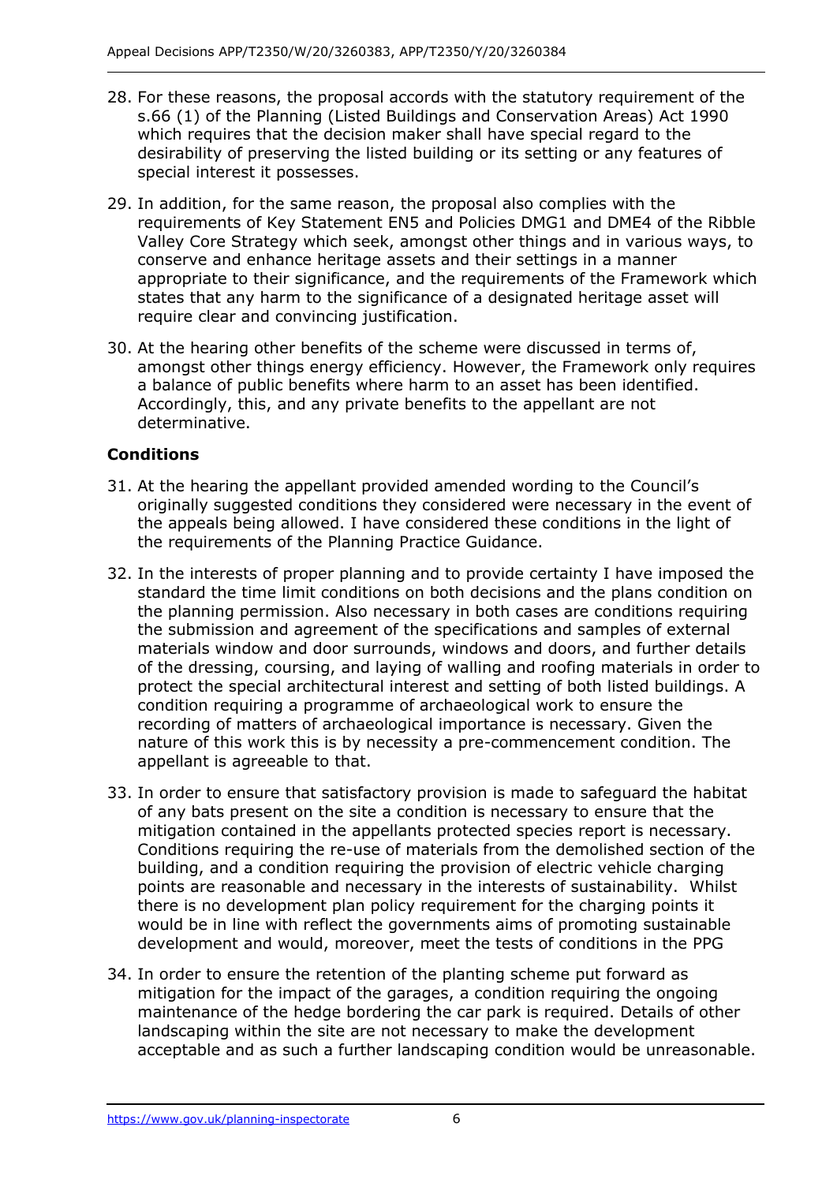28. For these reasons, the proposal accords with the statutory requirement of the s.66 (1) of the Planning (Listed Buildings and Conservation Areas) Act 1990 which requires that the decision maker shall have special regard to the desirability of preserving the listed building or its setting or any features of special interest it possesses.

29. In addition, for the same reason, the proposal also complies with the requirements of Key Statement EN5 and Policies DMG1 and DME4 of the Ribble Valley Core Strategy which seek, amongst other things and in various ways, to conserve and enhance heritage assets and their settings in a manner appropriate to their significance, and the requirements of the Framework which states that any harm to the significance of a designated heritage asset will require clear and convincing justification.

30. At the hearing other benefits of the scheme were discussed in terms of, amongst other things energy efficiency. However, the Framework only requires a balance of public benefits where harm to an asset has been identified. Accordingly, this, and any private benefits to the appellant are not determinative.

## Conditions

31. At the hearing the appellant provided amended wording to the Council's originally suggested conditions they considered were necessary in the event of the appeals being allowed. I have considered these conditions in the light of the requirements of the Planning Practice Guidance.

32. In the interests of proper planning and to provide certainty I have imposed the standard the time limit conditions on both decisions and the plans condition on the planning permission. Also necessary in both cases are conditions requiring the submission and agreement of the specifications and samples of external materials window and door surrounds, windows and doors, and further details of the dressing, coursing, and laying of walling and roofing materials in order to protect the special architectural interest and setting of both listed buildings. A condition requiring a programme of archaeological work to ensure the recording of matters of archaeological importance is necessary. Given the nature of this work this is by necessity a pre-commencement condition. The appellant is agreeable to that.

33. In order to ensure that satisfactory provision is made to safeguard the habitat of any bats present on the site a condition is necessary to ensure that the mitigation contained in the appellants protected species report is necessary. Conditions requiring the re-use of materials from the demolished section of the building, and a condition requiring the provision of electric vehicle charging points are reasonable and necessary in the interests of sustainability. Whilst there is no development plan policy requirement for the charging points it would be in line with reflect the governments aims of promoting sustainable development and would, moreover, meet the tests of conditions in the PPG

34. In order to ensure the retention of the planting scheme put forward as mitigation for the impact of the garages, a condition requiring the ongoing maintenance of the hedge bordering the car park is required. Details of other landscaping within the site are not necessary to make the development acceptable and as such a further landscaping condition would be unreasonable.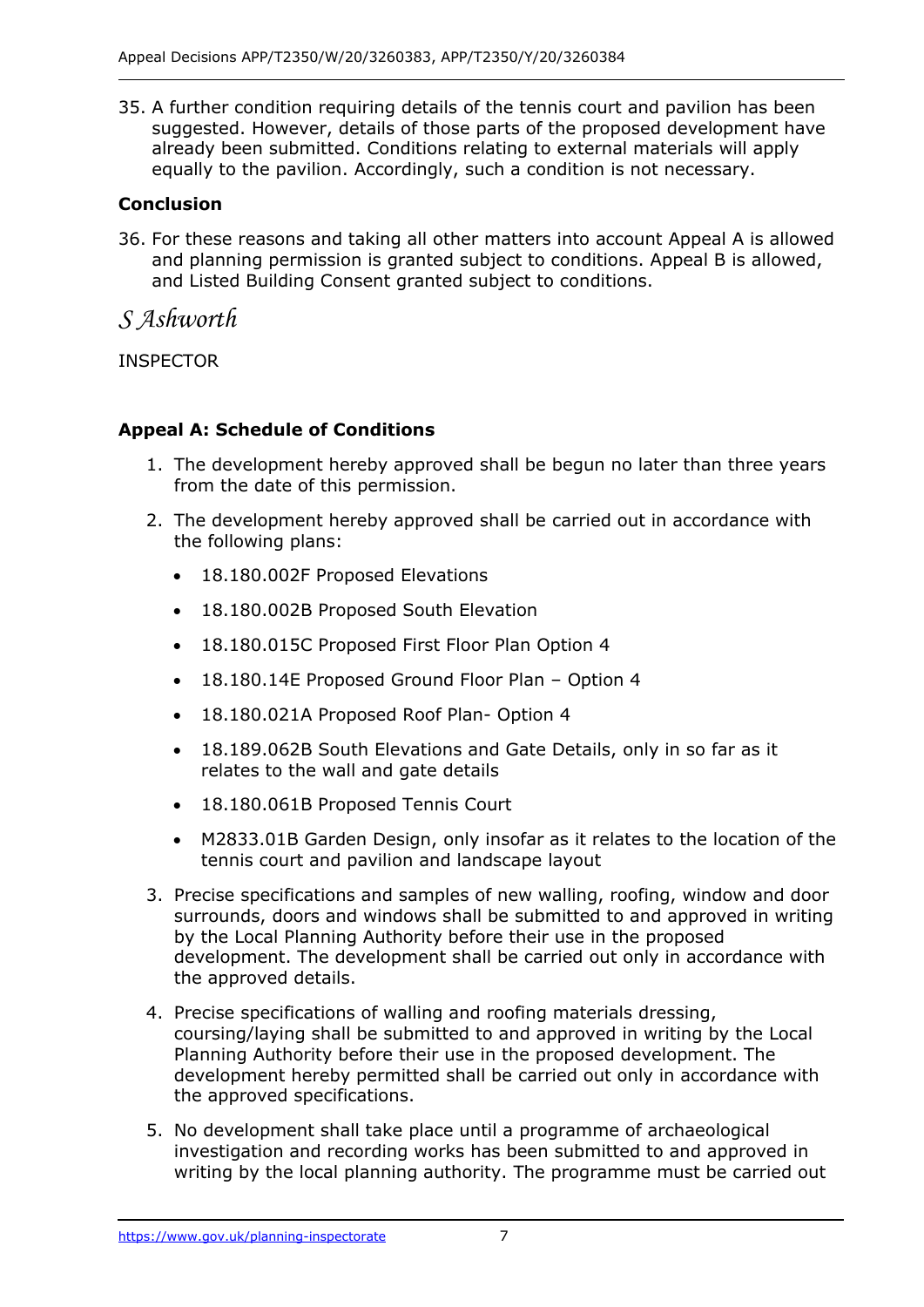35. A further condition requiring details of the tennis court and pavilion has been suggested. However, details of those parts of the proposed development have already been submitted. Conditions relating to external materials will apply equally to the pavilion. Accordingly, such a condition is not necessary.

**Conclusion**

36. For these reasons and taking all other matters into account Appeal A is allowed and planning permission is granted subject to conditions. Appeal B is allowed, and Listed Building Consent granted subject to conditions.

*S Ashworth*

INSPECTOR

**Appeal A: Schedule of Conditions**

1. The development hereby approved shall be begun no later than three years from the date of this permission.

2. The development hereby approved shall be carried out in accordance with the following plans:

   - 18.180.002F Proposed Elevations
   - 18.180.002B Proposed South Elevation
   - 18.180.015C Proposed First Floor Plan Option 4
   - 18.180.14E Proposed Ground Floor Plan – Option 4
   - 18.180.021A Proposed Roof Plan- Option 4
   - 18.189.062B South Elevations and Gate Details, only in so far as it relates to the wall and gate details
   - 18.180.061B Proposed Tennis Court
   - M2833.01B Garden Design, only insofar as it relates to the location of the tennis court and pavilion and landscape layout

3. Precise specifications and samples of new walling, roofing, window and door surrounds, doors and windows shall be submitted to and approved in writing by the Local Planning Authority before their use in the proposed development. The development shall be carried out only in accordance with the approved details.

4. Precise specifications of walling and roofing materials dressing, coursing/laying shall be submitted to and approved in writing by the Local Planning Authority before their use in the proposed development. The development hereby permitted shall be carried out only in accordance with the approved specifications.

5. No development shall take place until a programme of archaeological investigation and recording works has been submitted to and approved in writing by the local planning authority. The programme must be carried out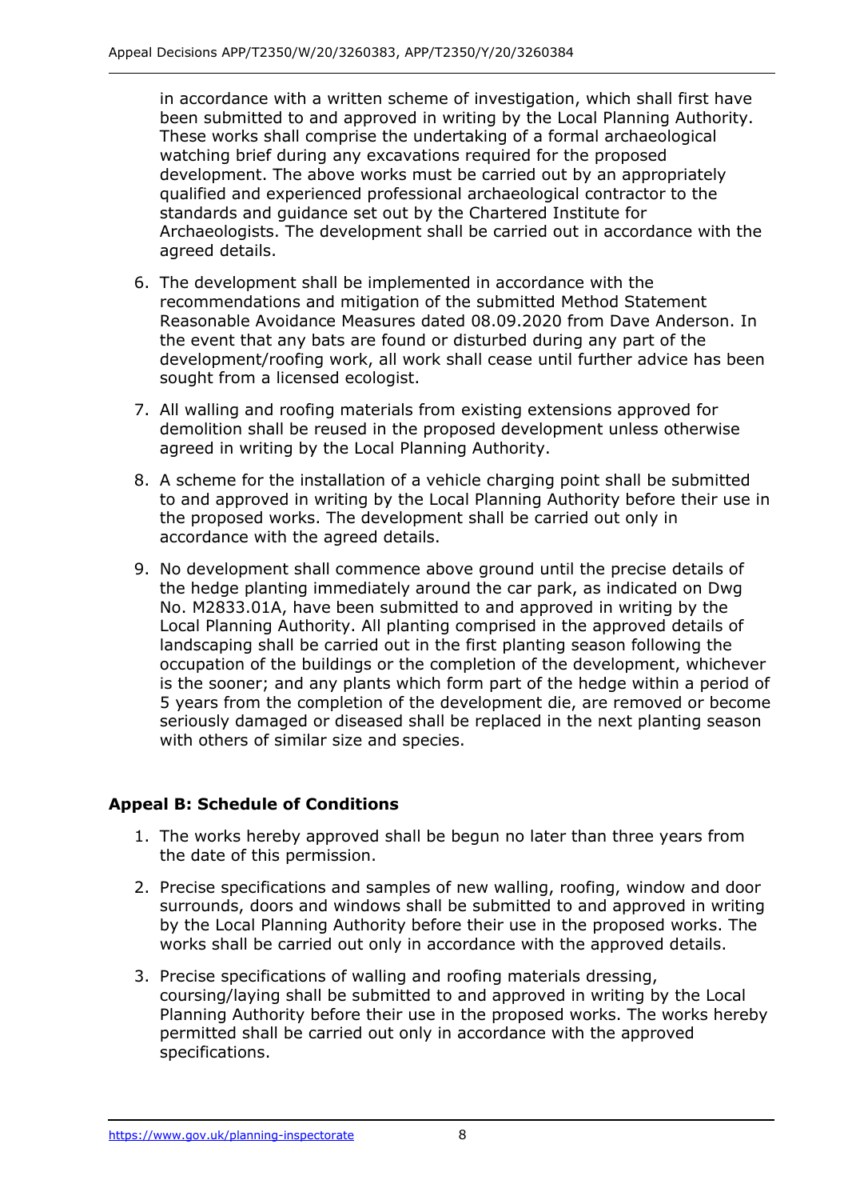in accordance with a written scheme of investigation, which shall first have been submitted to and approved in writing by the Local Planning Authority. These works shall comprise the undertaking of a formal archaeological watching brief during any excavations required for the proposed development. The above works must be carried out by an appropriately qualified and experienced professional archaeological contractor to the standards and guidance set out by the Chartered Institute for Archaeologists. The development shall be carried out in accordance with the agreed details.

6. The development shall be implemented in accordance with the recommendations and mitigation of the submitted Method Statement Reasonable Avoidance Measures dated 08.09.2020 from Dave Anderson. In the event that any bats are found or disturbed during any part of the development/roofing work, all work shall cease until further advice has been sought from a licensed ecologist.
7. All walling and roofing materials from existing extensions approved for demolition shall be reused in the proposed development unless otherwise agreed in writing by the Local Planning Authority.
8. A scheme for the installation of a vehicle charging point shall be submitted to and approved in writing by the Local Planning Authority before their use in the proposed works. The development shall be carried out only in accordance with the agreed details.
9. No development shall commence above ground until the precise details of the hedge planting immediately around the car park, as indicated on Dwg No. M2833.01A, have been submitted to and approved in writing by the Local Planning Authority. All planting comprised in the approved details of landscaping shall be carried out in the first planting season following the occupation of the buildings or the completion of the development, whichever is the sooner; and any plants which form part of the hedge within a period of 5 years from the completion of the development die, are removed or become seriously damaged or diseased shall be replaced in the next planting season with others of similar size and species.

**Appeal B: Schedule of Conditions**

1. The works hereby approved shall be begun no later than three years from the date of this permission.
2. Precise specifications and samples of new walling, roofing, window and door surrounds, doors and windows shall be submitted to and approved in writing by the Local Planning Authority before their use in the proposed works. The works shall be carried out only in accordance with the approved details.
3. Precise specifications of walling and roofing materials dressing, coursing/laying shall be submitted to and approved in writing by the Local Planning Authority before their use in the proposed works. The works hereby permitted shall be carried out only in accordance with the approved specifications.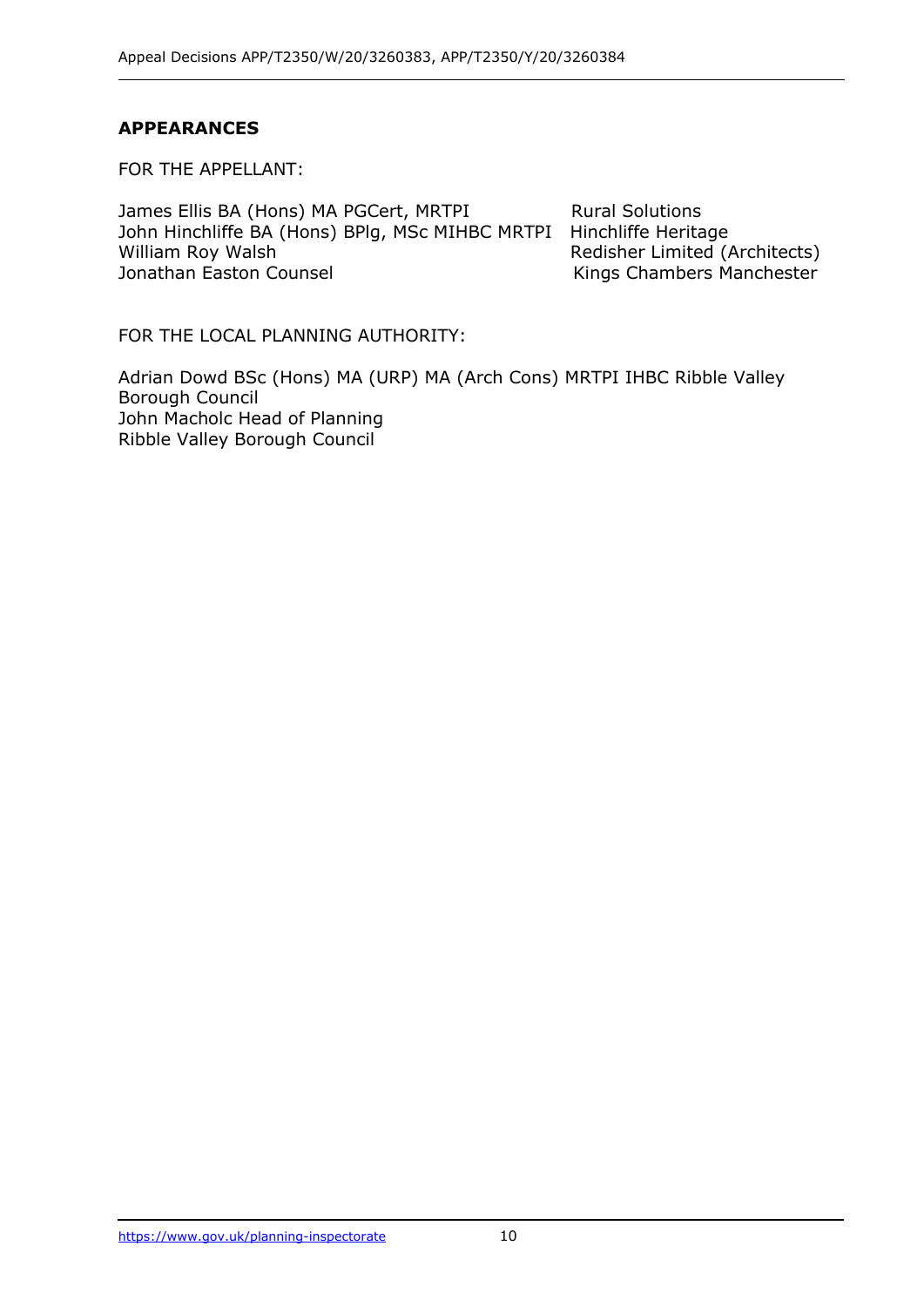## APPEARANCES

FOR THE APPELLANT:

| | |
|---|---|
| James Ellis BA (Hons) MA PGCert, MRTPI | Rural Solutions |
| John Hinchliffe BA (Hons) BPlg, MSc MIHBC MRTPI | Hinchliffe Heritage |
| William Roy Walsh | Redisher Limited (Architects) |
| Jonathan Easton Counsel | Kings Chambers Manchester |

FOR THE LOCAL PLANNING AUTHORITY:

Adrian Dowd BSc (Hons) MA (URP) MA (Arch Cons) MRTPI IHBC Ribble Valley Borough Council
John Macholc Head of Planning
Ribble Valley Borough Council